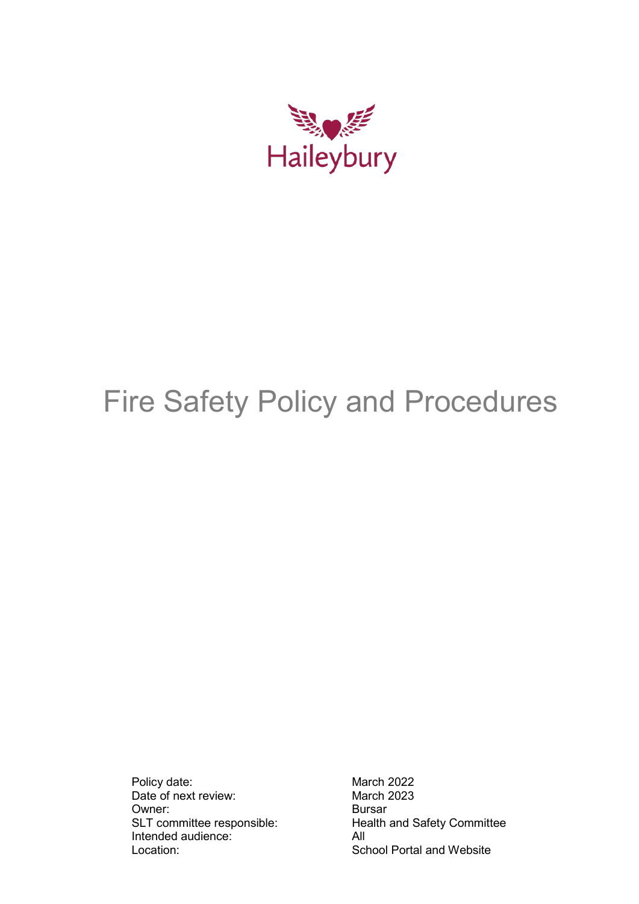Haileybury

# Fire Safety Policy and Procedures

| | |
|---|---|
| Policy date: | March 2022 |
| Date of next review: | March 2023 |
| Owner: | Bursar |
| SLT committee responsible: | Health and Safety Committee |
| Intended audience: | All |
| Location: | School Portal and Website |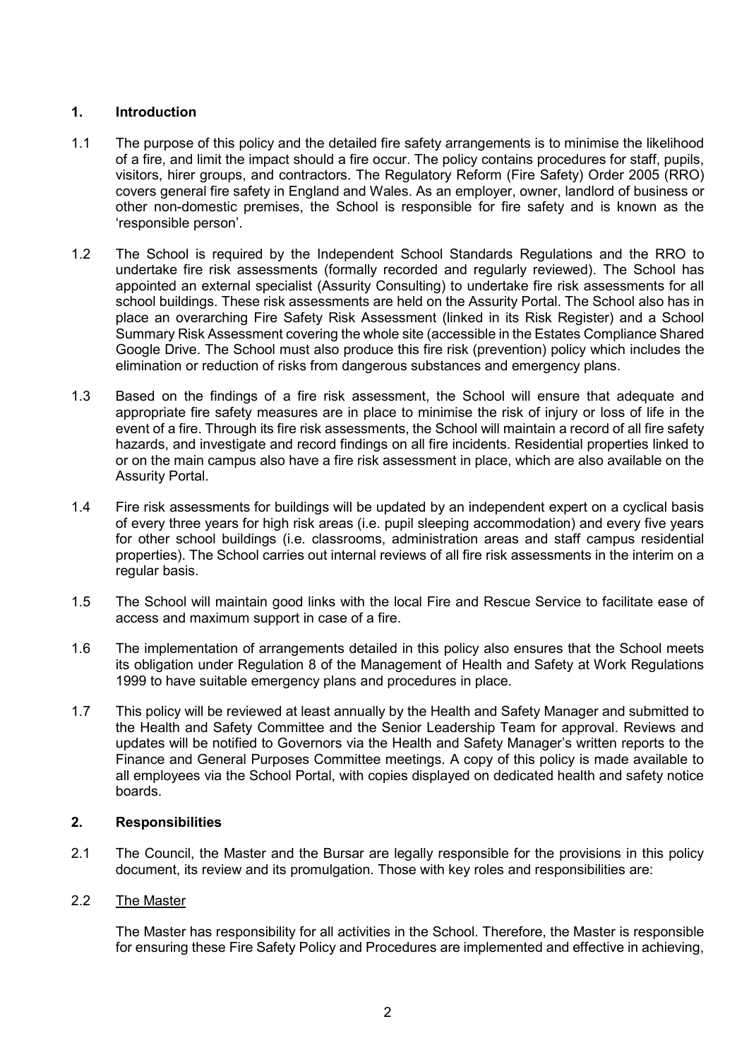## 1. Introduction

1.1 The purpose of this policy and the detailed fire safety arrangements is to minimise the likelihood of a fire, and limit the impact should a fire occur. The policy contains procedures for staff, pupils, visitors, hirer groups, and contractors. The Regulatory Reform (Fire Safety) Order 2005 (RRO) covers general fire safety in England and Wales. As an employer, owner, landlord of business or other non-domestic premises, the School is responsible for fire safety and is known as the 'responsible person'.

1.2 The School is required by the Independent School Standards Regulations and the RRO to undertake fire risk assessments (formally recorded and regularly reviewed). The School has appointed an external specialist (Assurity Consulting) to undertake fire risk assessments for all school buildings. These risk assessments are held on the Assurity Portal. The School also has in place an overarching Fire Safety Risk Assessment (linked in its Risk Register) and a School Summary Risk Assessment covering the whole site (accessible in the Estates Compliance Shared Google Drive. The School must also produce this fire risk (prevention) policy which includes the elimination or reduction of risks from dangerous substances and emergency plans.

1.3 Based on the findings of a fire risk assessment, the School will ensure that adequate and appropriate fire safety measures are in place to minimise the risk of injury or loss of life in the event of a fire. Through its fire risk assessments, the School will maintain a record of all fire safety hazards, and investigate and record findings on all fire incidents. Residential properties linked to or on the main campus also have a fire risk assessment in place, which are also available on the Assurity Portal.

1.4 Fire risk assessments for buildings will be updated by an independent expert on a cyclical basis of every three years for high risk areas (i.e. pupil sleeping accommodation) and every five years for other school buildings (i.e. classrooms, administration areas and staff campus residential properties). The School carries out internal reviews of all fire risk assessments in the interim on a regular basis.

1.5 The School will maintain good links with the local Fire and Rescue Service to facilitate ease of access and maximum support in case of a fire.

1.6 The implementation of arrangements detailed in this policy also ensures that the School meets its obligation under Regulation 8 of the Management of Health and Safety at Work Regulations 1999 to have suitable emergency plans and procedures in place.

1.7 This policy will be reviewed at least annually by the Health and Safety Manager and submitted to the Health and Safety Committee and the Senior Leadership Team for approval. Reviews and updates will be notified to Governors via the Health and Safety Manager's written reports to the Finance and General Purposes Committee meetings. A copy of this policy is made available to all employees via the School Portal, with copies displayed on dedicated health and safety notice boards.

## 2. Responsibilities

2.1 The Council, the Master and the Bursar are legally responsible for the provisions in this policy document, its review and its promulgation. Those with key roles and responsibilities are:

2.2 The Master

The Master has responsibility for all activities in the School. Therefore, the Master is responsible for ensuring these Fire Safety Policy and Procedures are implemented and effective in achieving,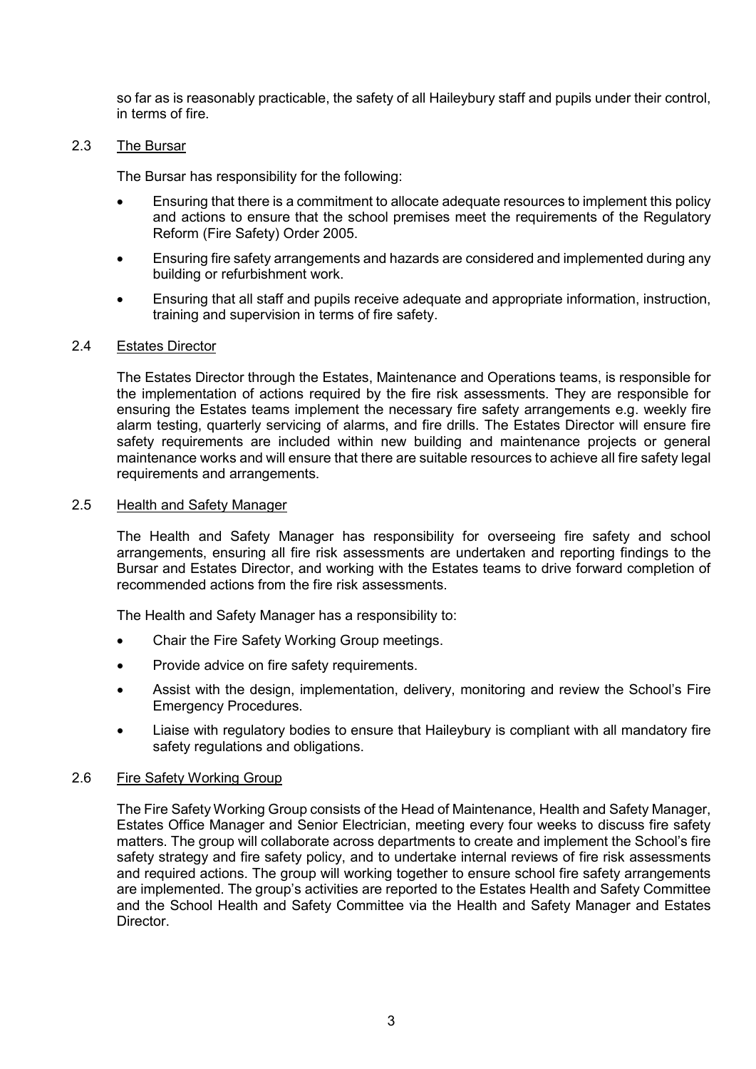so far as is reasonably practicable, the safety of all Haileybury staff and pupils under their control, in terms of fire.

### 2.3 The Bursar

The Bursar has responsibility for the following:

- Ensuring that there is a commitment to allocate adequate resources to implement this policy and actions to ensure that the school premises meet the requirements of the Regulatory Reform (Fire Safety) Order 2005.
- Ensuring fire safety arrangements and hazards are considered and implemented during any building or refurbishment work.
- Ensuring that all staff and pupils receive adequate and appropriate information, instruction, training and supervision in terms of fire safety.

### 2.4 Estates Director

The Estates Director through the Estates, Maintenance and Operations teams, is responsible for the implementation of actions required by the fire risk assessments. They are responsible for ensuring the Estates teams implement the necessary fire safety arrangements e.g. weekly fire alarm testing, quarterly servicing of alarms, and fire drills. The Estates Director will ensure fire safety requirements are included within new building and maintenance projects or general maintenance works and will ensure that there are suitable resources to achieve all fire safety legal requirements and arrangements.

### 2.5 Health and Safety Manager

The Health and Safety Manager has responsibility for overseeing fire safety and school arrangements, ensuring all fire risk assessments are undertaken and reporting findings to the Bursar and Estates Director, and working with the Estates teams to drive forward completion of recommended actions from the fire risk assessments.

The Health and Safety Manager has a responsibility to:

- Chair the Fire Safety Working Group meetings.
- Provide advice on fire safety requirements.
- Assist with the design, implementation, delivery, monitoring and review the School's Fire Emergency Procedures.
- Liaise with regulatory bodies to ensure that Haileybury is compliant with all mandatory fire safety regulations and obligations.

### 2.6 Fire Safety Working Group

The Fire Safety Working Group consists of the Head of Maintenance, Health and Safety Manager, Estates Office Manager and Senior Electrician, meeting every four weeks to discuss fire safety matters. The group will collaborate across departments to create and implement the School's fire safety strategy and fire safety policy, and to undertake internal reviews of fire risk assessments and required actions. The group will working together to ensure school fire safety arrangements are implemented. The group's activities are reported to the Estates Health and Safety Committee and the School Health and Safety Committee via the Health and Safety Manager and Estates Director.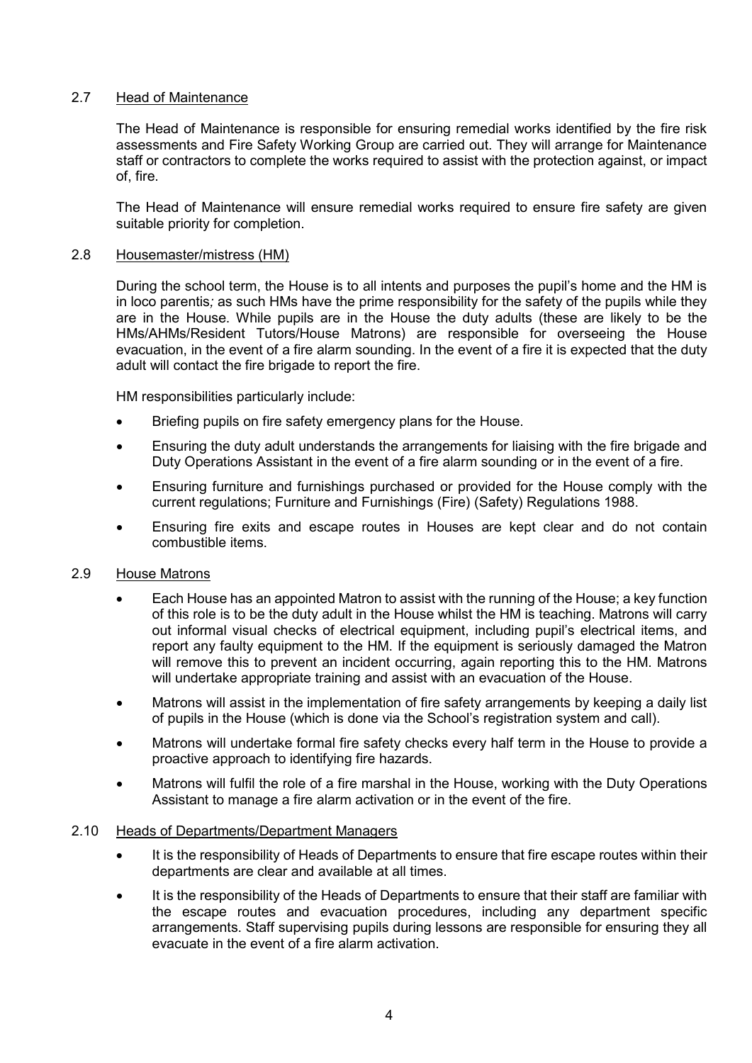### 2.7 Head of Maintenance

The Head of Maintenance is responsible for ensuring remedial works identified by the fire risk assessments and Fire Safety Working Group are carried out. They will arrange for Maintenance staff or contractors to complete the works required to assist with the protection against, or impact of, fire.

The Head of Maintenance will ensure remedial works required to ensure fire safety are given suitable priority for completion.

### 2.8 Housemaster/mistress (HM)

During the school term, the House is to all intents and purposes the pupil's home and the HM is in loco parentis*;* as such HMs have the prime responsibility for the safety of the pupils while they are in the House. While pupils are in the House the duty adults (these are likely to be the HMs/AHMs/Resident Tutors/House Matrons) are responsible for overseeing the House evacuation, in the event of a fire alarm sounding. In the event of a fire it is expected that the duty adult will contact the fire brigade to report the fire.

HM responsibilities particularly include:

- Briefing pupils on fire safety emergency plans for the House.
- Ensuring the duty adult understands the arrangements for liaising with the fire brigade and Duty Operations Assistant in the event of a fire alarm sounding or in the event of a fire.
- Ensuring furniture and furnishings purchased or provided for the House comply with the current regulations; Furniture and Furnishings (Fire) (Safety) Regulations 1988.
- Ensuring fire exits and escape routes in Houses are kept clear and do not contain combustible items.

### 2.9 House Matrons

- Each House has an appointed Matron to assist with the running of the House; a key function of this role is to be the duty adult in the House whilst the HM is teaching. Matrons will carry out informal visual checks of electrical equipment, including pupil's electrical items, and report any faulty equipment to the HM. If the equipment is seriously damaged the Matron will remove this to prevent an incident occurring, again reporting this to the HM. Matrons will undertake appropriate training and assist with an evacuation of the House.
- Matrons will assist in the implementation of fire safety arrangements by keeping a daily list of pupils in the House (which is done via the School's registration system and call).
- Matrons will undertake formal fire safety checks every half term in the House to provide a proactive approach to identifying fire hazards.
- Matrons will fulfil the role of a fire marshal in the House, working with the Duty Operations Assistant to manage a fire alarm activation or in the event of the fire.

### 2.10 Heads of Departments/Department Managers

- It is the responsibility of Heads of Departments to ensure that fire escape routes within their departments are clear and available at all times.
- It is the responsibility of the Heads of Departments to ensure that their staff are familiar with the escape routes and evacuation procedures, including any department specific arrangements. Staff supervising pupils during lessons are responsible for ensuring they all evacuate in the event of a fire alarm activation.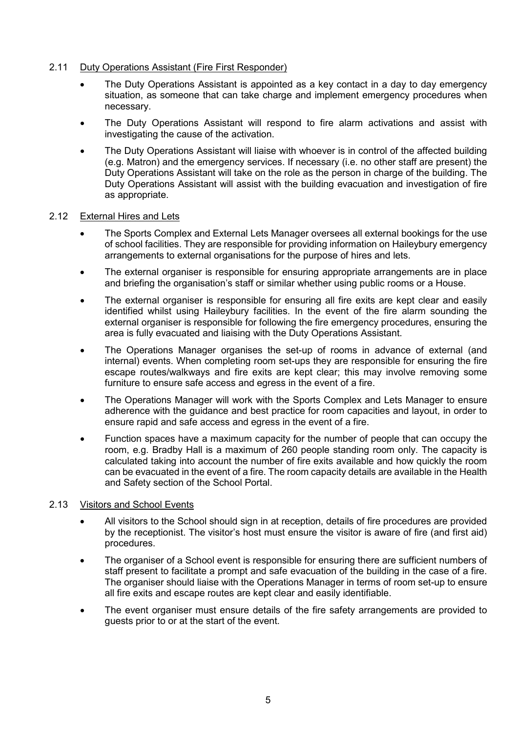### 2.11 Duty Operations Assistant (Fire First Responder)

- The Duty Operations Assistant is appointed as a key contact in a day to day emergency situation, as someone that can take charge and implement emergency procedures when necessary.
- The Duty Operations Assistant will respond to fire alarm activations and assist with investigating the cause of the activation.
- The Duty Operations Assistant will liaise with whoever is in control of the affected building (e.g. Matron) and the emergency services. If necessary (i.e. no other staff are present) the Duty Operations Assistant will take on the role as the person in charge of the building. The Duty Operations Assistant will assist with the building evacuation and investigation of fire as appropriate.

### 2.12 External Hires and Lets

- The Sports Complex and External Lets Manager oversees all external bookings for the use of school facilities. They are responsible for providing information on Haileybury emergency arrangements to external organisations for the purpose of hires and lets.
- The external organiser is responsible for ensuring appropriate arrangements are in place and briefing the organisation's staff or similar whether using public rooms or a House.
- The external organiser is responsible for ensuring all fire exits are kept clear and easily identified whilst using Haileybury facilities. In the event of the fire alarm sounding the external organiser is responsible for following the fire emergency procedures, ensuring the area is fully evacuated and liaising with the Duty Operations Assistant.
- The Operations Manager organises the set-up of rooms in advance of external (and internal) events. When completing room set-ups they are responsible for ensuring the fire escape routes/walkways and fire exits are kept clear; this may involve removing some furniture to ensure safe access and egress in the event of a fire.
- The Operations Manager will work with the Sports Complex and Lets Manager to ensure adherence with the guidance and best practice for room capacities and layout, in order to ensure rapid and safe access and egress in the event of a fire.
- Function spaces have a maximum capacity for the number of people that can occupy the room, e.g. Bradby Hall is a maximum of 260 people standing room only. The capacity is calculated taking into account the number of fire exits available and how quickly the room can be evacuated in the event of a fire. The room capacity details are available in the Health and Safety section of the School Portal.

### 2.13 Visitors and School Events

- All visitors to the School should sign in at reception, details of fire procedures are provided by the receptionist. The visitor's host must ensure the visitor is aware of fire (and first aid) procedures.
- The organiser of a School event is responsible for ensuring there are sufficient numbers of staff present to facilitate a prompt and safe evacuation of the building in the case of a fire. The organiser should liaise with the Operations Manager in terms of room set-up to ensure all fire exits and escape routes are kept clear and easily identifiable.
- The event organiser must ensure details of the fire safety arrangements are provided to guests prior to or at the start of the event.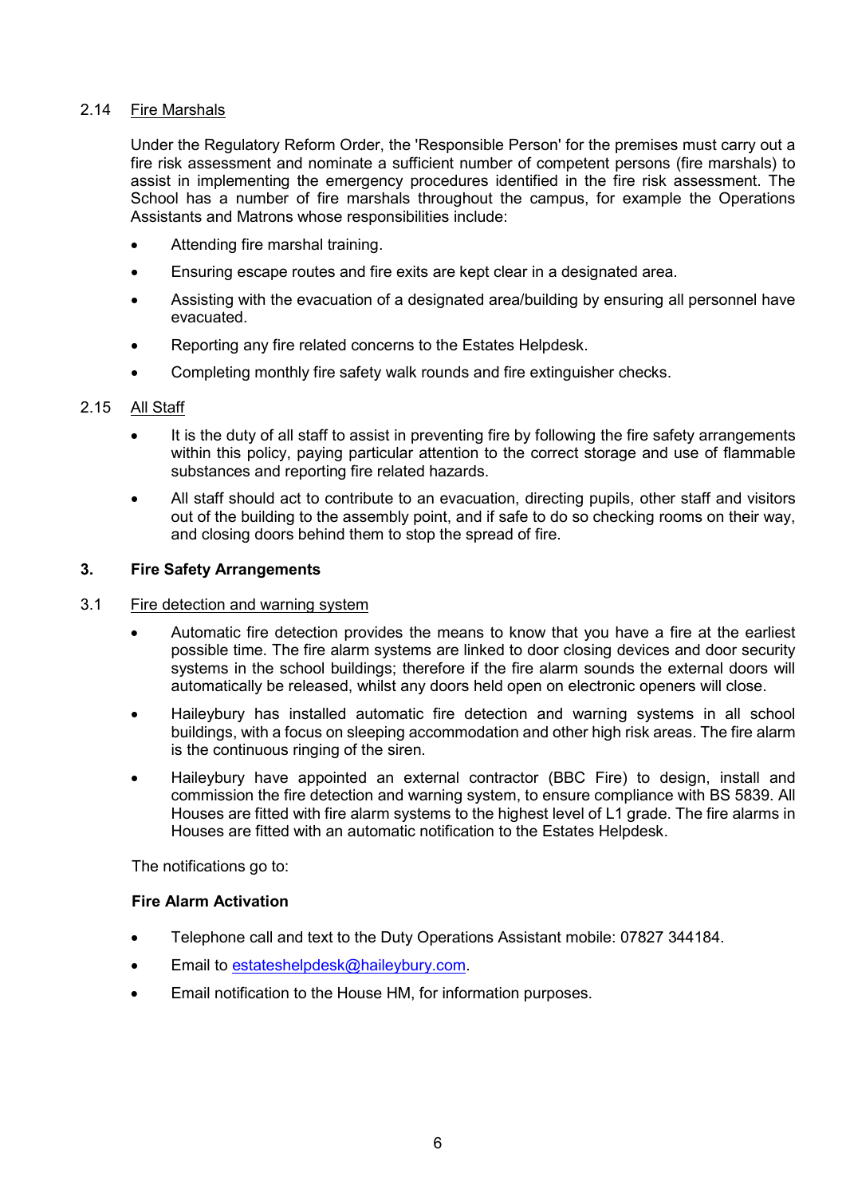### 2.14 Fire Marshals

Under the Regulatory Reform Order, the 'Responsible Person' for the premises must carry out a fire risk assessment and nominate a sufficient number of competent persons (fire marshals) to assist in implementing the emergency procedures identified in the fire risk assessment. The School has a number of fire marshals throughout the campus, for example the Operations Assistants and Matrons whose responsibilities include:

- Attending fire marshal training.
- Ensuring escape routes and fire exits are kept clear in a designated area.
- Assisting with the evacuation of a designated area/building by ensuring all personnel have evacuated.
- Reporting any fire related concerns to the Estates Helpdesk.
- Completing monthly fire safety walk rounds and fire extinguisher checks.

### 2.15 All Staff

- It is the duty of all staff to assist in preventing fire by following the fire safety arrangements within this policy, paying particular attention to the correct storage and use of flammable substances and reporting fire related hazards.
- All staff should act to contribute to an evacuation, directing pupils, other staff and visitors out of the building to the assembly point, and if safe to do so checking rooms on their way, and closing doors behind them to stop the spread of fire.

## 3. Fire Safety Arrangements

### 3.1 Fire detection and warning system

- Automatic fire detection provides the means to know that you have a fire at the earliest possible time. The fire alarm systems are linked to door closing devices and door security systems in the school buildings; therefore if the fire alarm sounds the external doors will automatically be released, whilst any doors held open on electronic openers will close.
- Haileybury has installed automatic fire detection and warning systems in all school buildings, with a focus on sleeping accommodation and other high risk areas. The fire alarm is the continuous ringing of the siren.
- Haileybury have appointed an external contractor (BBC Fire) to design, install and commission the fire detection and warning system, to ensure compliance with BS 5839. All Houses are fitted with fire alarm systems to the highest level of L1 grade. The fire alarms in Houses are fitted with an automatic notification to the Estates Helpdesk.

The notifications go to:

**Fire Alarm Activation**

- Telephone call and text to the Duty Operations Assistant mobile: 07827 344184.
- Email to estateshelpdesk@haileybury.com.
- Email notification to the House HM, for information purposes.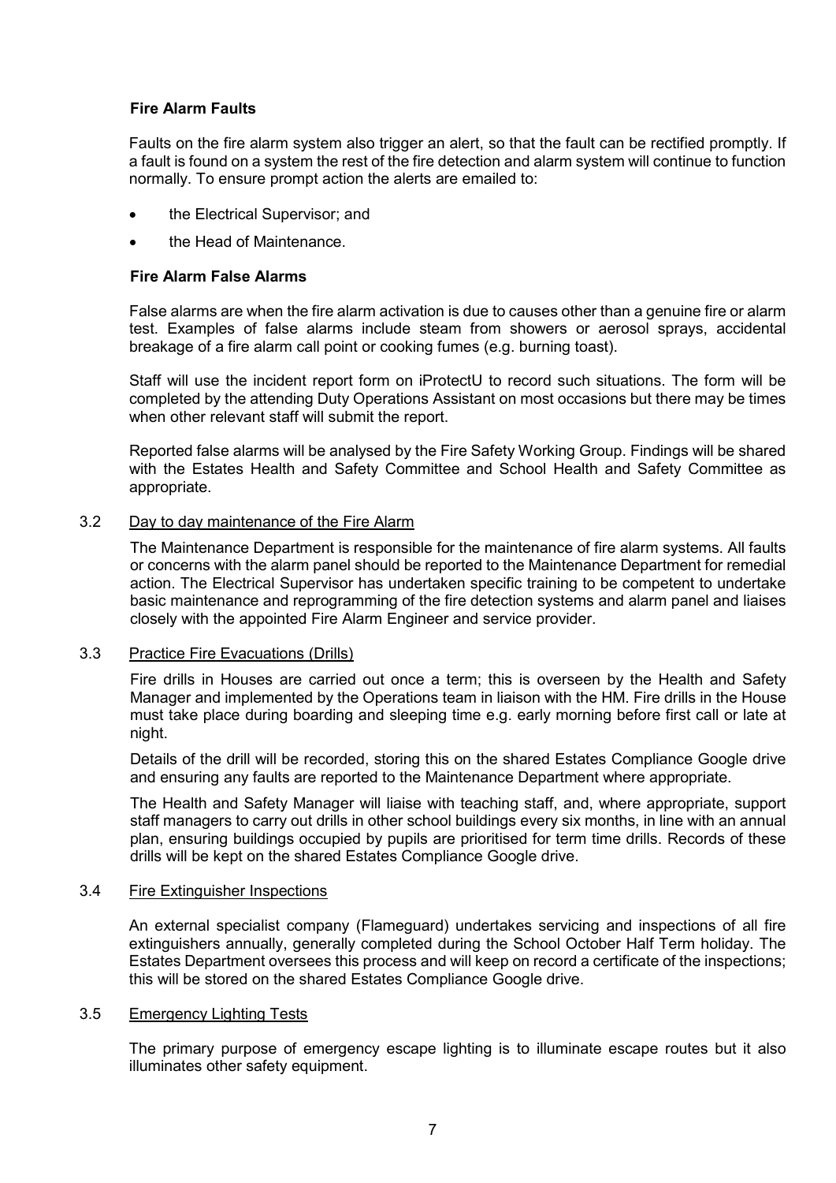**Fire Alarm Faults**

Faults on the fire alarm system also trigger an alert, so that the fault can be rectified promptly. If a fault is found on a system the rest of the fire detection and alarm system will continue to function normally. To ensure prompt action the alerts are emailed to:

- the Electrical Supervisor; and
- the Head of Maintenance.

**Fire Alarm False Alarms**

False alarms are when the fire alarm activation is due to causes other than a genuine fire or alarm test. Examples of false alarms include steam from showers or aerosol sprays, accidental breakage of a fire alarm call point or cooking fumes (e.g. burning toast).

Staff will use the incident report form on iProtectU to record such situations. The form will be completed by the attending Duty Operations Assistant on most occasions but there may be times when other relevant staff will submit the report.

Reported false alarms will be analysed by the Fire Safety Working Group. Findings will be shared with the Estates Health and Safety Committee and School Health and Safety Committee as appropriate.

3.2 Day to day maintenance of the Fire Alarm

The Maintenance Department is responsible for the maintenance of fire alarm systems. All faults or concerns with the alarm panel should be reported to the Maintenance Department for remedial action. The Electrical Supervisor has undertaken specific training to be competent to undertake basic maintenance and reprogramming of the fire detection systems and alarm panel and liaises closely with the appointed Fire Alarm Engineer and service provider.

3.3 Practice Fire Evacuations (Drills)

Fire drills in Houses are carried out once a term; this is overseen by the Health and Safety Manager and implemented by the Operations team in liaison with the HM. Fire drills in the House must take place during boarding and sleeping time e.g. early morning before first call or late at night.

Details of the drill will be recorded, storing this on the shared Estates Compliance Google drive and ensuring any faults are reported to the Maintenance Department where appropriate.

The Health and Safety Manager will liaise with teaching staff, and, where appropriate, support staff managers to carry out drills in other school buildings every six months, in line with an annual plan, ensuring buildings occupied by pupils are prioritised for term time drills. Records of these drills will be kept on the shared Estates Compliance Google drive.

3.4 Fire Extinguisher Inspections

An external specialist company (Flameguard) undertakes servicing and inspections of all fire extinguishers annually, generally completed during the School October Half Term holiday. The Estates Department oversees this process and will keep on record a certificate of the inspections; this will be stored on the shared Estates Compliance Google drive.

3.5 Emergency Lighting Tests

The primary purpose of emergency escape lighting is to illuminate escape routes but it also illuminates other safety equipment.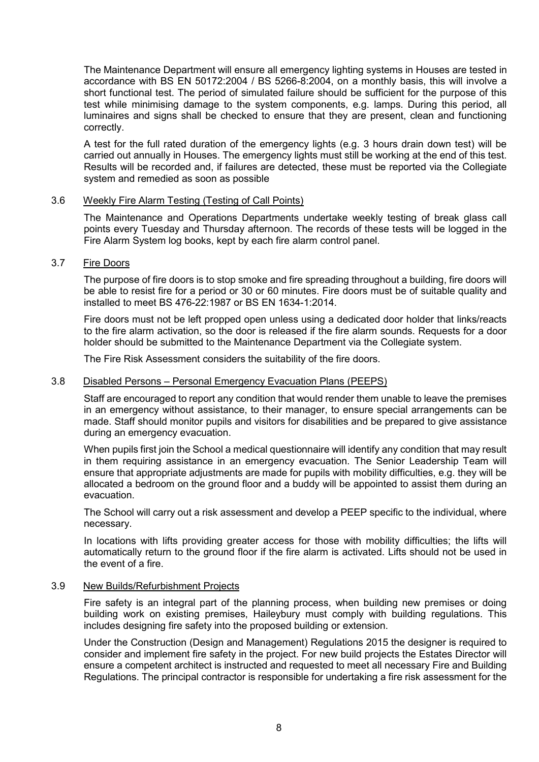The Maintenance Department will ensure all emergency lighting systems in Houses are tested in accordance with BS EN 50172:2004 / BS 5266-8:2004, on a monthly basis, this will involve a short functional test. The period of simulated failure should be sufficient for the purpose of this test while minimising damage to the system components, e.g. lamps. During this period, all luminaires and signs shall be checked to ensure that they are present, clean and functioning correctly.

A test for the full rated duration of the emergency lights (e.g. 3 hours drain down test) will be carried out annually in Houses. The emergency lights must still be working at the end of this test. Results will be recorded and, if failures are detected, these must be reported via the Collegiate system and remedied as soon as possible

### 3.6 Weekly Fire Alarm Testing (Testing of Call Points)

The Maintenance and Operations Departments undertake weekly testing of break glass call points every Tuesday and Thursday afternoon. The records of these tests will be logged in the Fire Alarm System log books, kept by each fire alarm control panel.

### 3.7 Fire Doors

The purpose of fire doors is to stop smoke and fire spreading throughout a building, fire doors will be able to resist fire for a period or 30 or 60 minutes. Fire doors must be of suitable quality and installed to meet BS 476-22:1987 or BS EN 1634-1:2014.

Fire doors must not be left propped open unless using a dedicated door holder that links/reacts to the fire alarm activation, so the door is released if the fire alarm sounds. Requests for a door holder should be submitted to the Maintenance Department via the Collegiate system.

The Fire Risk Assessment considers the suitability of the fire doors.

### 3.8 Disabled Persons – Personal Emergency Evacuation Plans (PEEPS)

Staff are encouraged to report any condition that would render them unable to leave the premises in an emergency without assistance, to their manager, to ensure special arrangements can be made. Staff should monitor pupils and visitors for disabilities and be prepared to give assistance during an emergency evacuation.

When pupils first join the School a medical questionnaire will identify any condition that may result in them requiring assistance in an emergency evacuation. The Senior Leadership Team will ensure that appropriate adjustments are made for pupils with mobility difficulties, e.g. they will be allocated a bedroom on the ground floor and a buddy will be appointed to assist them during an evacuation.

The School will carry out a risk assessment and develop a PEEP specific to the individual, where necessary.

In locations with lifts providing greater access for those with mobility difficulties; the lifts will automatically return to the ground floor if the fire alarm is activated. Lifts should not be used in the event of a fire.

### 3.9 New Builds/Refurbishment Projects

Fire safety is an integral part of the planning process, when building new premises or doing building work on existing premises, Haileybury must comply with building regulations. This includes designing fire safety into the proposed building or extension.

Under the Construction (Design and Management) Regulations 2015 the designer is required to consider and implement fire safety in the project. For new build projects the Estates Director will ensure a competent architect is instructed and requested to meet all necessary Fire and Building Regulations. The principal contractor is responsible for undertaking a fire risk assessment for the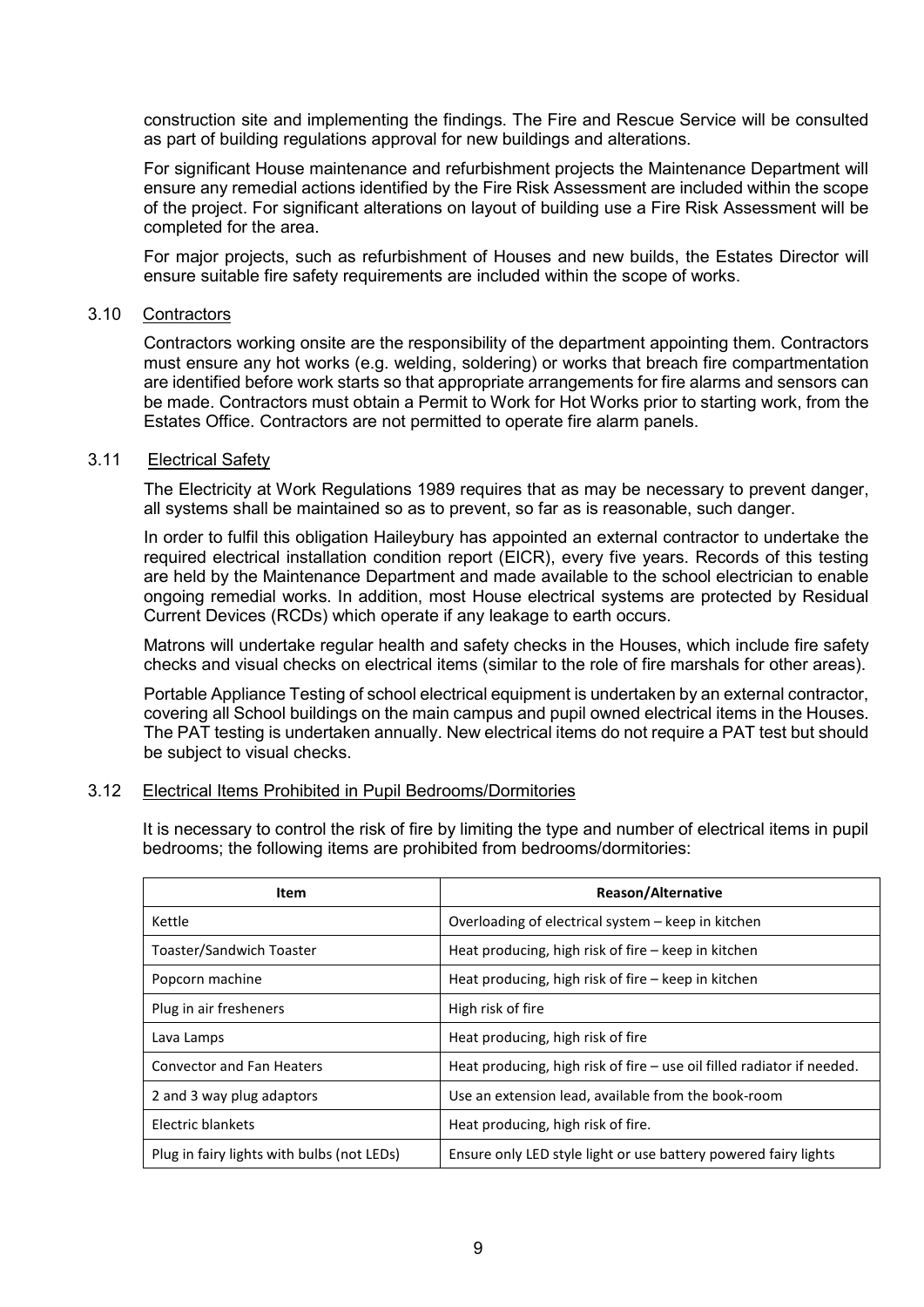construction site and implementing the findings. The Fire and Rescue Service will be consulted as part of building regulations approval for new buildings and alterations.

For significant House maintenance and refurbishment projects the Maintenance Department will ensure any remedial actions identified by the Fire Risk Assessment are included within the scope of the project. For significant alterations on layout of building use a Fire Risk Assessment will be completed for the area.

For major projects, such as refurbishment of Houses and new builds, the Estates Director will ensure suitable fire safety requirements are included within the scope of works.

### 3.10 Contractors

Contractors working onsite are the responsibility of the department appointing them. Contractors must ensure any hot works (e.g. welding, soldering) or works that breach fire compartmentation are identified before work starts so that appropriate arrangements for fire alarms and sensors can be made. Contractors must obtain a Permit to Work for Hot Works prior to starting work, from the Estates Office. Contractors are not permitted to operate fire alarm panels.

### 3.11 Electrical Safety

The Electricity at Work Regulations 1989 requires that as may be necessary to prevent danger, all systems shall be maintained so as to prevent, so far as is reasonable, such danger.

In order to fulfil this obligation Haileybury has appointed an external contractor to undertake the required electrical installation condition report (EICR), every five years. Records of this testing are held by the Maintenance Department and made available to the school electrician to enable ongoing remedial works. In addition, most House electrical systems are protected by Residual Current Devices (RCDs) which operate if any leakage to earth occurs.

Matrons will undertake regular health and safety checks in the Houses, which include fire safety checks and visual checks on electrical items (similar to the role of fire marshals for other areas).

Portable Appliance Testing of school electrical equipment is undertaken by an external contractor, covering all School buildings on the main campus and pupil owned electrical items in the Houses. The PAT testing is undertaken annually. New electrical items do not require a PAT test but should be subject to visual checks.

### 3.12 Electrical Items Prohibited in Pupil Bedrooms/Dormitories

It is necessary to control the risk of fire by limiting the type and number of electrical items in pupil bedrooms; the following items are prohibited from bedrooms/dormitories:

| Item | Reason/Alternative |
|---|---|
| Kettle | Overloading of electrical system – keep in kitchen |
| Toaster/Sandwich Toaster | Heat producing, high risk of fire – keep in kitchen |
| Popcorn machine | Heat producing, high risk of fire – keep in kitchen |
| Plug in air fresheners | High risk of fire |
| Lava Lamps | Heat producing, high risk of fire |
| Convector and Fan Heaters | Heat producing, high risk of fire – use oil filled radiator if needed. |
| 2 and 3 way plug adaptors | Use an extension lead, available from the book-room |
| Electric blankets | Heat producing, high risk of fire. |
| Plug in fairy lights with bulbs (not LEDs) | Ensure only LED style light or use battery powered fairy lights |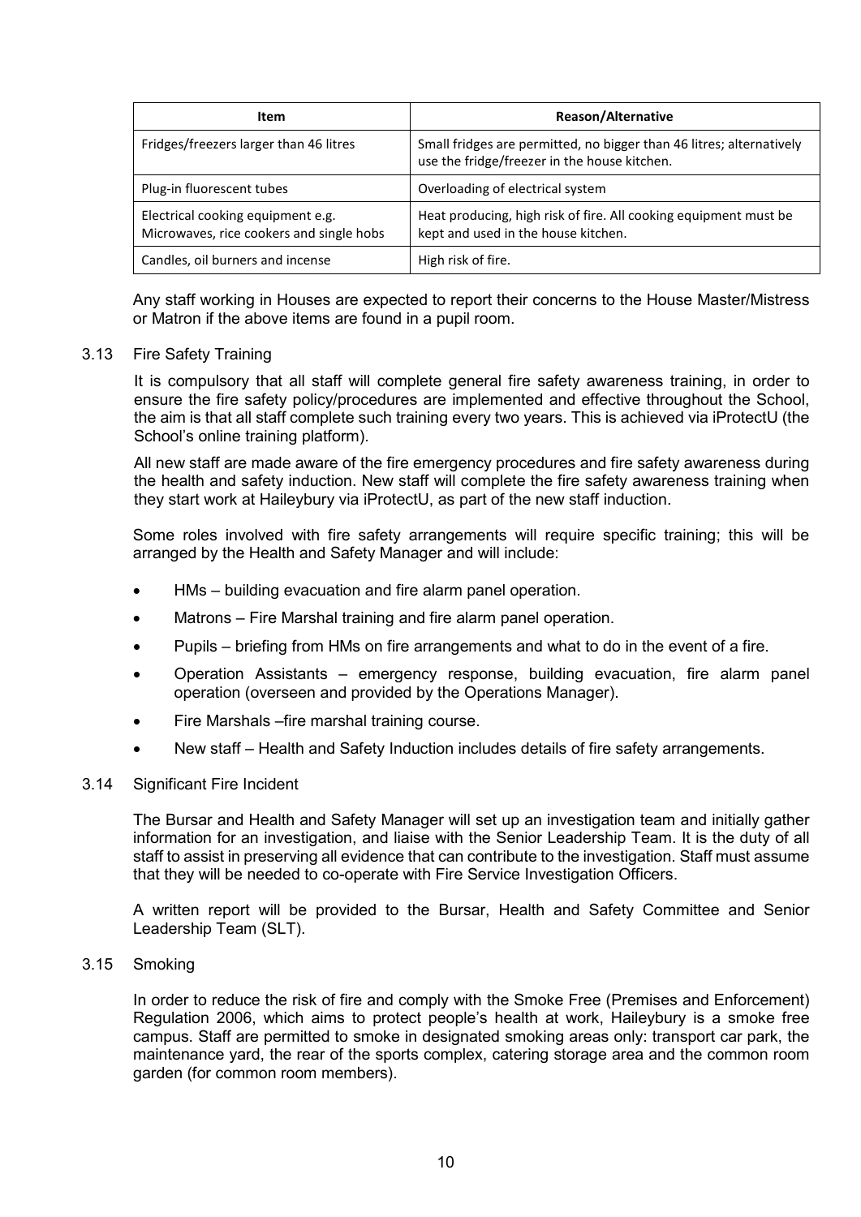| Item | Reason/Alternative |
|---|---|
| Fridges/freezers larger than 46 litres | Small fridges are permitted, no bigger than 46 litres; alternatively use the fridge/freezer in the house kitchen. |
| Plug-in fluorescent tubes | Overloading of electrical system |
| Electrical cooking equipment e.g. Microwaves, rice cookers and single hobs | Heat producing, high risk of fire. All cooking equipment must be kept and used in the house kitchen. |
| Candles, oil burners and incense | High risk of fire. |

Any staff working in Houses are expected to report their concerns to the House Master/Mistress or Matron if the above items are found in a pupil room.

### 3.13 Fire Safety Training

It is compulsory that all staff will complete general fire safety awareness training, in order to ensure the fire safety policy/procedures are implemented and effective throughout the School, the aim is that all staff complete such training every two years. This is achieved via iProtectU (the School's online training platform).

All new staff are made aware of the fire emergency procedures and fire safety awareness during the health and safety induction. New staff will complete the fire safety awareness training when they start work at Haileybury via iProtectU, as part of the new staff induction.

Some roles involved with fire safety arrangements will require specific training; this will be arranged by the Health and Safety Manager and will include:

- HMs – building evacuation and fire alarm panel operation.
- Matrons – Fire Marshal training and fire alarm panel operation.
- Pupils – briefing from HMs on fire arrangements and what to do in the event of a fire.
- Operation Assistants – emergency response, building evacuation, fire alarm panel operation (overseen and provided by the Operations Manager).
- Fire Marshals –fire marshal training course.
- New staff – Health and Safety Induction includes details of fire safety arrangements.

### 3.14 Significant Fire Incident

The Bursar and Health and Safety Manager will set up an investigation team and initially gather information for an investigation, and liaise with the Senior Leadership Team. It is the duty of all staff to assist in preserving all evidence that can contribute to the investigation. Staff must assume that they will be needed to co-operate with Fire Service Investigation Officers.

A written report will be provided to the Bursar, Health and Safety Committee and Senior Leadership Team (SLT).

### 3.15 Smoking

In order to reduce the risk of fire and comply with the Smoke Free (Premises and Enforcement) Regulation 2006, which aims to protect people's health at work, Haileybury is a smoke free campus. Staff are permitted to smoke in designated smoking areas only: transport car park, the maintenance yard, the rear of the sports complex, catering storage area and the common room garden (for common room members).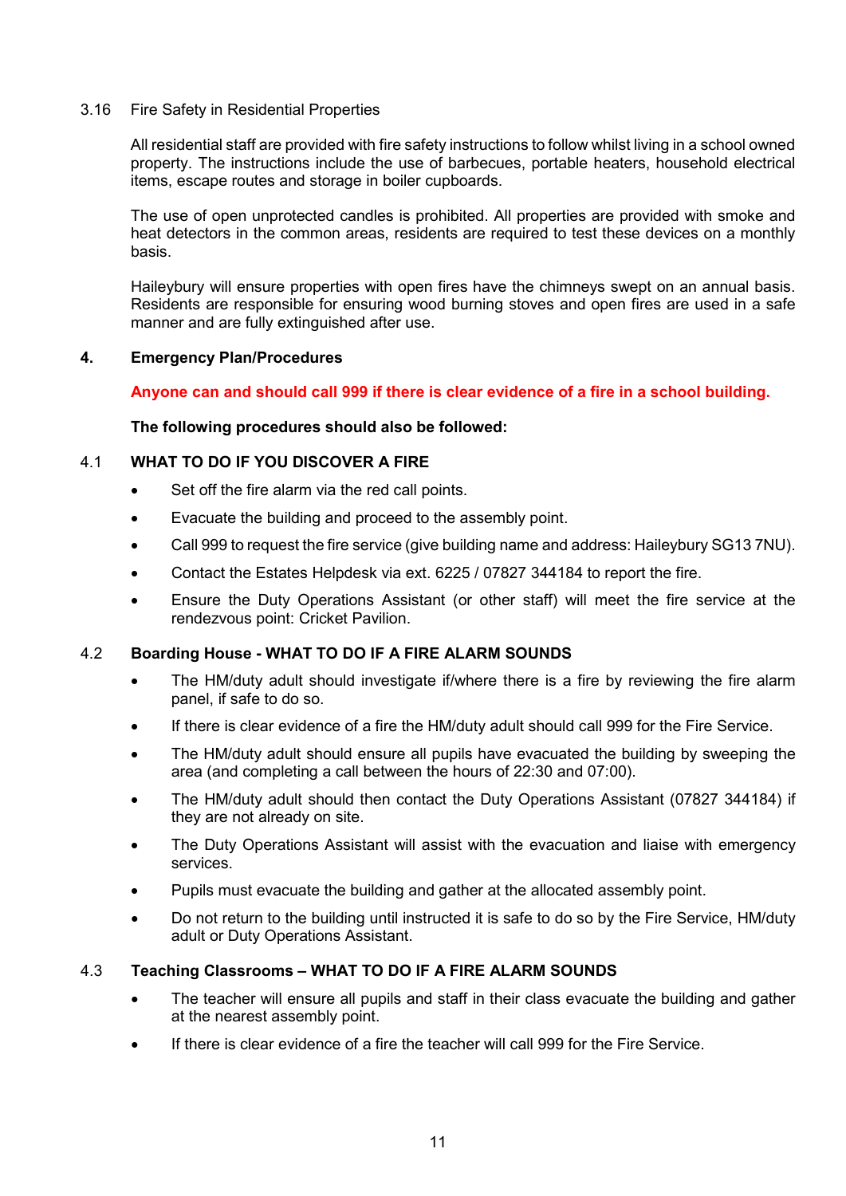### 3.16 Fire Safety in Residential Properties

All residential staff are provided with fire safety instructions to follow whilst living in a school owned property. The instructions include the use of barbecues, portable heaters, household electrical items, escape routes and storage in boiler cupboards.

The use of open unprotected candles is prohibited. All properties are provided with smoke and heat detectors in the common areas, residents are required to test these devices on a monthly basis.

Haileybury will ensure properties with open fires have the chimneys swept on an annual basis. Residents are responsible for ensuring wood burning stoves and open fires are used in a safe manner and are fully extinguished after use.

## 4. Emergency Plan/Procedures

**Anyone can and should call 999 if there is clear evidence of a fire in a school building.**

**The following procedures should also be followed:**

### 4.1 WHAT TO DO IF YOU DISCOVER A FIRE

- Set off the fire alarm via the red call points.
- Evacuate the building and proceed to the assembly point.
- Call 999 to request the fire service (give building name and address: Haileybury SG13 7NU).
- Contact the Estates Helpdesk via ext. 6225 / 07827 344184 to report the fire.
- Ensure the Duty Operations Assistant (or other staff) will meet the fire service at the rendezvous point: Cricket Pavilion.

### 4.2 Boarding House - WHAT TO DO IF A FIRE ALARM SOUNDS

- The HM/duty adult should investigate if/where there is a fire by reviewing the fire alarm panel, if safe to do so.
- If there is clear evidence of a fire the HM/duty adult should call 999 for the Fire Service.
- The HM/duty adult should ensure all pupils have evacuated the building by sweeping the area (and completing a call between the hours of 22:30 and 07:00).
- The HM/duty adult should then contact the Duty Operations Assistant (07827 344184) if they are not already on site.
- The Duty Operations Assistant will assist with the evacuation and liaise with emergency services.
- Pupils must evacuate the building and gather at the allocated assembly point.
- Do not return to the building until instructed it is safe to do so by the Fire Service, HM/duty adult or Duty Operations Assistant.

### 4.3 Teaching Classrooms – WHAT TO DO IF A FIRE ALARM SOUNDS

- The teacher will ensure all pupils and staff in their class evacuate the building and gather at the nearest assembly point.
- If there is clear evidence of a fire the teacher will call 999 for the Fire Service.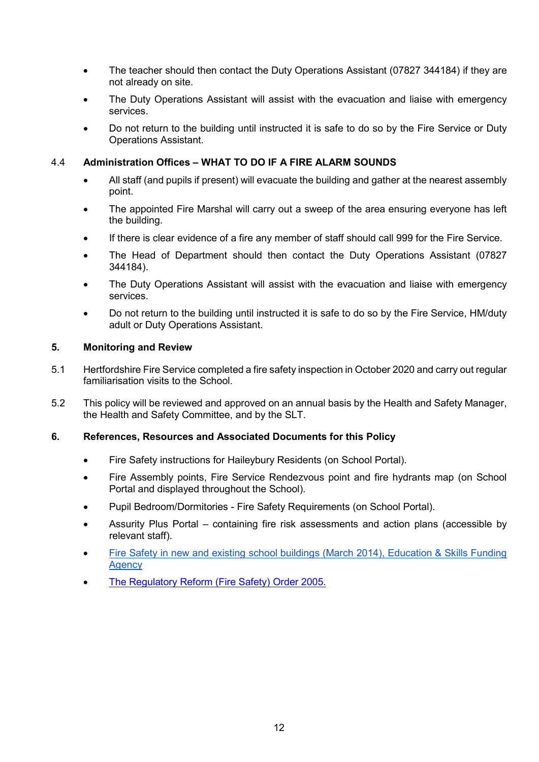- The teacher should then contact the Duty Operations Assistant (07827 344184) if they are not already on site.
- The Duty Operations Assistant will assist with the evacuation and liaise with emergency services.
- Do not return to the building until instructed it is safe to do so by the Fire Service or Duty Operations Assistant.

### 4.4 Administration Offices – WHAT TO DO IF A FIRE ALARM SOUNDS

- All staff (and pupils if present) will evacuate the building and gather at the nearest assembly point.
- The appointed Fire Marshal will carry out a sweep of the area ensuring everyone has left the building.
- If there is clear evidence of a fire any member of staff should call 999 for the Fire Service.
- The Head of Department should then contact the Duty Operations Assistant (07827 344184).
- The Duty Operations Assistant will assist with the evacuation and liaise with emergency services.
- Do not return to the building until instructed it is safe to do so by the Fire Service, HM/duty adult or Duty Operations Assistant.

## 5. Monitoring and Review

5.1 Hertfordshire Fire Service completed a fire safety inspection in October 2020 and carry out regular familiarisation visits to the School.

5.2 This policy will be reviewed and approved on an annual basis by the Health and Safety Manager, the Health and Safety Committee, and by the SLT.

## 6. References, Resources and Associated Documents for this Policy

- Fire Safety instructions for Haileybury Residents (on School Portal).
- Fire Assembly points, Fire Service Rendezvous point and fire hydrants map (on School Portal and displayed throughout the School).
- Pupil Bedroom/Dormitories - Fire Safety Requirements (on School Portal).
- Assurity Plus Portal – containing fire risk assessments and action plans (accessible by relevant staff).
- Fire Safety in new and existing school buildings (March 2014), Education & Skills Funding Agency
- The Regulatory Reform (Fire Safety) Order 2005.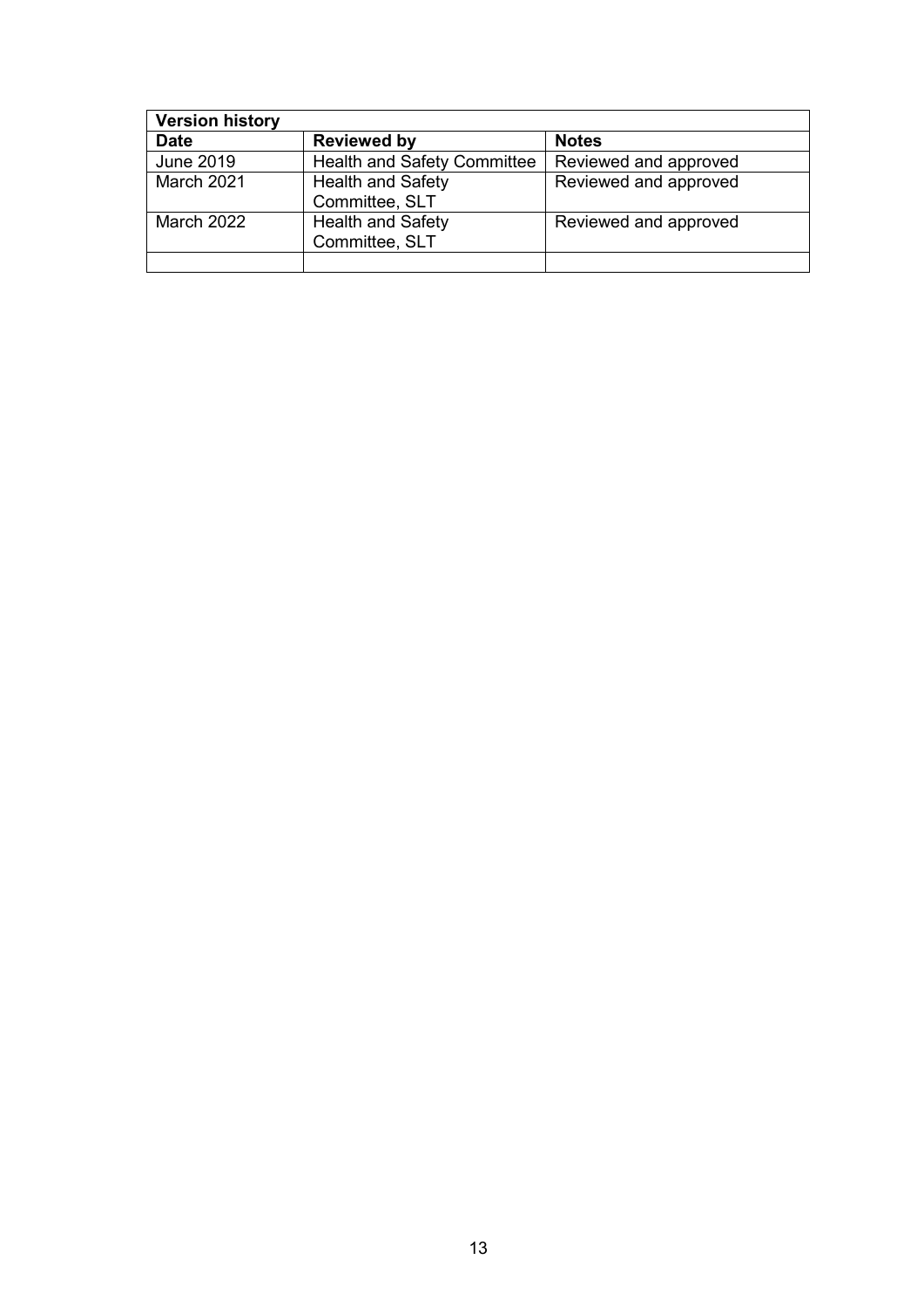| Version history | | |
|---|---|---|
| **Date** | **Reviewed by** | **Notes** |
| June 2019 | Health and Safety Committee | Reviewed and approved |
| March 2021 | Health and Safety Committee, SLT | Reviewed and approved |
| March 2022 | Health and Safety Committee, SLT | Reviewed and approved |
| | | |